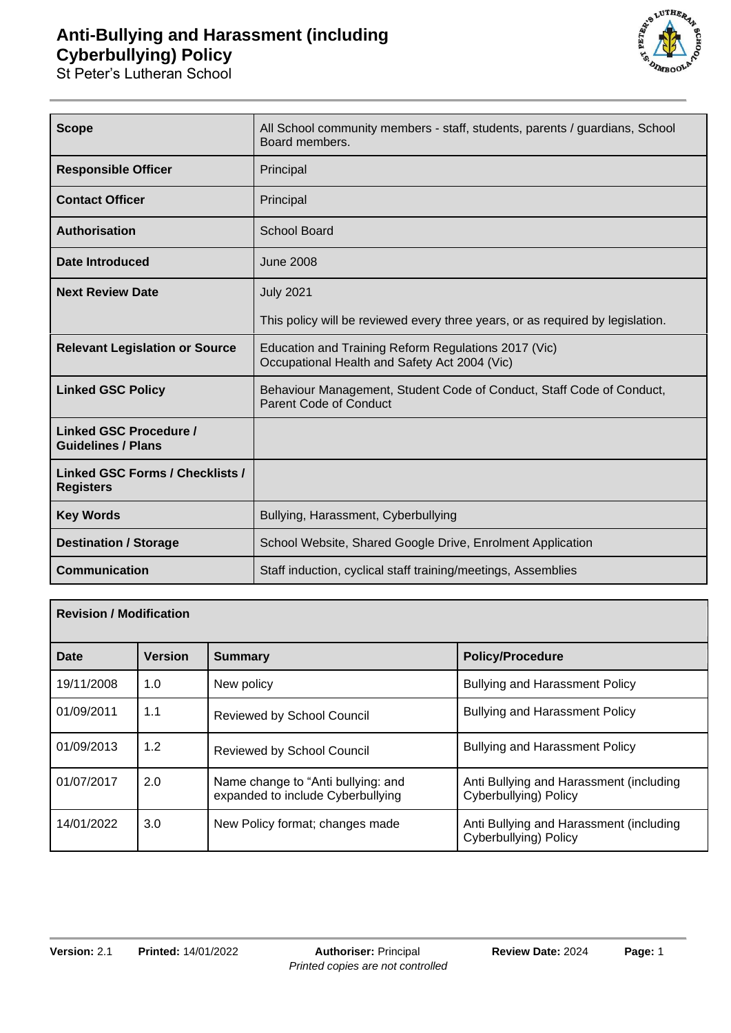# Anti-Bullying and Harassment (including Cyberbullying) Policy

St Peter's Lutheran School

| | |
|---|---|
| **Scope** | All School community members - staff, students, parents / guardians, School Board members. |
| **Responsible Officer** | Principal |
| **Contact Officer** | Principal |
| **Authorisation** | School Board |
| **Date Introduced** | June 2008 |
| **Next Review Date** | July 2021<br><br>This policy will be reviewed every three years, or as required by legislation. |
| **Relevant Legislation or Source** | Education and Training Reform Regulations 2017 (Vic)<br>Occupational Health and Safety Act 2004 (Vic) |
| **Linked GSC Policy** | Behaviour Management, Student Code of Conduct, Staff Code of Conduct, Parent Code of Conduct |
| **Linked GSC Procedure / Guidelines / Plans** | |
| **Linked GSC Forms / Checklists / Registers** | |
| **Key Words** | Bullying, Harassment, Cyberbullying |
| **Destination / Storage** | School Website, Shared Google Drive, Enrolment Application |
| **Communication** | Staff induction, cyclical staff training/meetings, Assemblies |

**Revision / Modification**

| Date | Version | Summary | Policy/Procedure |
|---|---|---|---|
| 19/11/2008 | 1.0 | New policy | Bullying and Harassment Policy |
| 01/09/2011 | 1.1 | Reviewed by School Council | Bullying and Harassment Policy |
| 01/09/2013 | 1.2 | Reviewed by School Council | Bullying and Harassment Policy |
| 01/07/2017 | 2.0 | Name change to "Anti bullying: and expanded to include Cyberbullying | Anti Bullying and Harassment (including Cyberbullying) Policy |
| 14/01/2022 | 3.0 | New Policy format; changes made | Anti Bullying and Harassment (including Cyberbullying) Policy |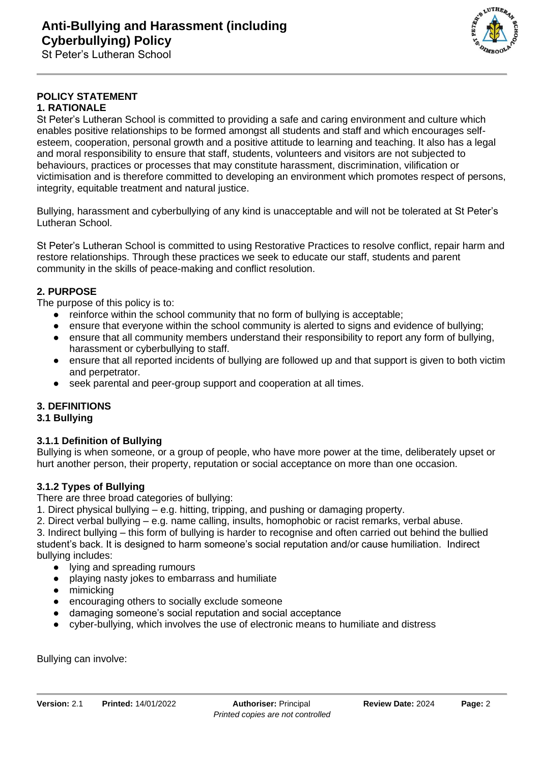**POLICY STATEMENT**

**1. RATIONALE**

St Peter's Lutheran School is committed to providing a safe and caring environment and culture which enables positive relationships to be formed amongst all students and staff and which encourages self-esteem, cooperation, personal growth and a positive attitude to learning and teaching. It also has a legal and moral responsibility to ensure that staff, students, volunteers and visitors are not subjected to behaviours, practices or processes that may constitute harassment, discrimination, vilification or victimisation and is therefore committed to developing an environment which promotes respect of persons, integrity, equitable treatment and natural justice.

Bullying, harassment and cyberbullying of any kind is unacceptable and will not be tolerated at St Peter's Lutheran School.

St Peter's Lutheran School is committed to using Restorative Practices to resolve conflict, repair harm and restore relationships. Through these practices we seek to educate our staff, students and parent community in the skills of peace-making and conflict resolution.

**2. PURPOSE**

The purpose of this policy is to:

- reinforce within the school community that no form of bullying is acceptable;
- ensure that everyone within the school community is alerted to signs and evidence of bullying;
- ensure that all community members understand their responsibility to report any form of bullying, harassment or cyberbullying to staff.
- ensure that all reported incidents of bullying are followed up and that support is given to both victim and perpetrator.
- seek parental and peer-group support and cooperation at all times.

**3. DEFINITIONS**

**3.1 Bullying**

**3.1.1 Definition of Bullying**

Bullying is when someone, or a group of people, who have more power at the time, deliberately upset or hurt another person, their property, reputation or social acceptance on more than one occasion.

**3.1.2 Types of Bullying**

There are three broad categories of bullying:

1. Direct physical bullying – e.g. hitting, tripping, and pushing or damaging property.
2. Direct verbal bullying – e.g. name calling, insults, homophobic or racist remarks, verbal abuse.
3. Indirect bullying – this form of bullying is harder to recognise and often carried out behind the bullied student's back. It is designed to harm someone's social reputation and/or cause humiliation. Indirect bullying includes:

- lying and spreading rumours
- playing nasty jokes to embarrass and humiliate
- mimicking
- encouraging others to socially exclude someone
- damaging someone's social reputation and social acceptance
- cyber-bullying, which involves the use of electronic means to humiliate and distress

Bullying can involve: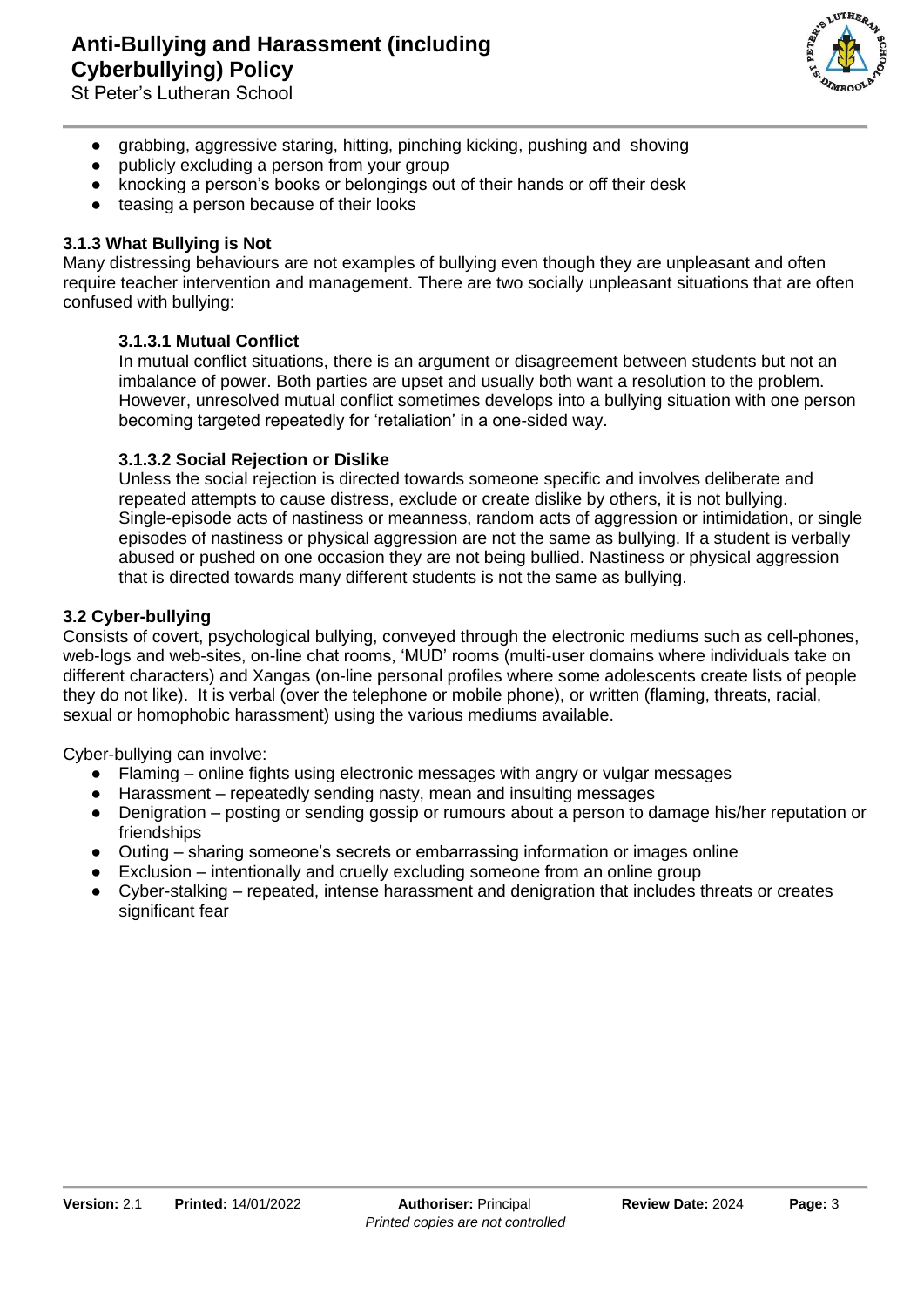- grabbing, aggressive staring, hitting, pinching kicking, pushing and shoving
- publicly excluding a person from your group
- knocking a person's books or belongings out of their hands or off their desk
- teasing a person because of their looks

### 3.1.3 What Bullying is Not

Many distressing behaviours are not examples of bullying even though they are unpleasant and often require teacher intervention and management. There are two socially unpleasant situations that are often confused with bullying:

#### 3.1.3.1 Mutual Conflict

In mutual conflict situations, there is an argument or disagreement between students but not an imbalance of power. Both parties are upset and usually both want a resolution to the problem. However, unresolved mutual conflict sometimes develops into a bullying situation with one person becoming targeted repeatedly for 'retaliation' in a one-sided way.

#### 3.1.3.2 Social Rejection or Dislike

Unless the social rejection is directed towards someone specific and involves deliberate and repeated attempts to cause distress, exclude or create dislike by others, it is not bullying. Single-episode acts of nastiness or meanness, random acts of aggression or intimidation, or single episodes of nastiness or physical aggression are not the same as bullying. If a student is verbally abused or pushed on one occasion they are not being bullied. Nastiness or physical aggression that is directed towards many different students is not the same as bullying.

### 3.2 Cyber-bullying

Consists of covert, psychological bullying, conveyed through the electronic mediums such as cell-phones, web-logs and web-sites, on-line chat rooms, 'MUD' rooms (multi-user domains where individuals take on different characters) and Xangas (on-line personal profiles where some adolescents create lists of people they do not like). It is verbal (over the telephone or mobile phone), or written (flaming, threats, racial, sexual or homophobic harassment) using the various mediums available.

Cyber-bullying can involve:

- Flaming – online fights using electronic messages with angry or vulgar messages
- Harassment – repeatedly sending nasty, mean and insulting messages
- Denigration – posting or sending gossip or rumours about a person to damage his/her reputation or friendships
- Outing – sharing someone's secrets or embarrassing information or images online
- Exclusion – intentionally and cruelly excluding someone from an online group
- Cyber-stalking – repeated, intense harassment and denigration that includes threats or creates significant fear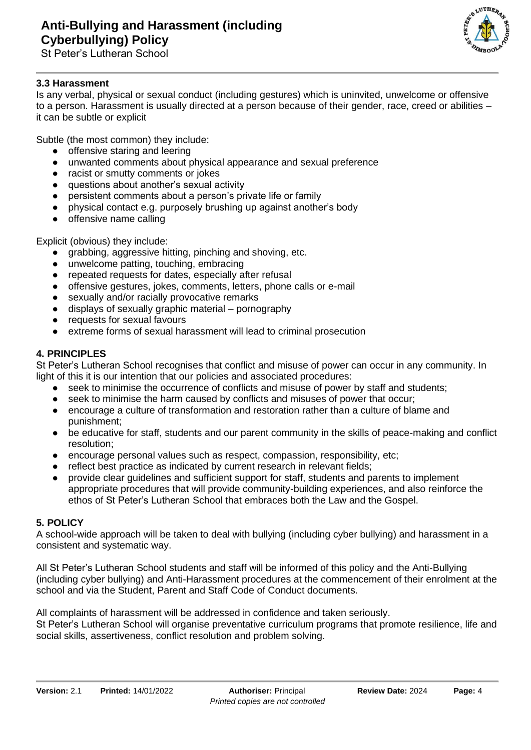### 3.3 Harassment

Is any verbal, physical or sexual conduct (including gestures) which is uninvited, unwelcome or offensive to a person. Harassment is usually directed at a person because of their gender, race, creed or abilities – it can be subtle or explicit

Subtle (the most common) they include:

- offensive staring and leering
- unwanted comments about physical appearance and sexual preference
- racist or smutty comments or jokes
- questions about another's sexual activity
- persistent comments about a person's private life or family
- physical contact e.g. purposely brushing up against another's body
- offensive name calling

Explicit (obvious) they include:

- grabbing, aggressive hitting, pinching and shoving, etc.
- unwelcome patting, touching, embracing
- repeated requests for dates, especially after refusal
- offensive gestures, jokes, comments, letters, phone calls or e-mail
- sexually and/or racially provocative remarks
- displays of sexually graphic material – pornography
- requests for sexual favours
- extreme forms of sexual harassment will lead to criminal prosecution

## 4. PRINCIPLES

St Peter's Lutheran School recognises that conflict and misuse of power can occur in any community. In light of this it is our intention that our policies and associated procedures:

- seek to minimise the occurrence of conflicts and misuse of power by staff and students;
- seek to minimise the harm caused by conflicts and misuses of power that occur;
- encourage a culture of transformation and restoration rather than a culture of blame and punishment;
- be educative for staff, students and our parent community in the skills of peace-making and conflict resolution;
- encourage personal values such as respect, compassion, responsibility, etc;
- reflect best practice as indicated by current research in relevant fields;
- provide clear guidelines and sufficient support for staff, students and parents to implement appropriate procedures that will provide community-building experiences, and also reinforce the ethos of St Peter's Lutheran School that embraces both the Law and the Gospel.

## 5. POLICY

A school-wide approach will be taken to deal with bullying (including cyber bullying) and harassment in a consistent and systematic way.

All St Peter's Lutheran School students and staff will be informed of this policy and the Anti-Bullying (including cyber bullying) and Anti-Harassment procedures at the commencement of their enrolment at the school and via the Student, Parent and Staff Code of Conduct documents.

All complaints of harassment will be addressed in confidence and taken seriously.
St Peter's Lutheran School will organise preventative curriculum programs that promote resilience, life and social skills, assertiveness, conflict resolution and problem solving.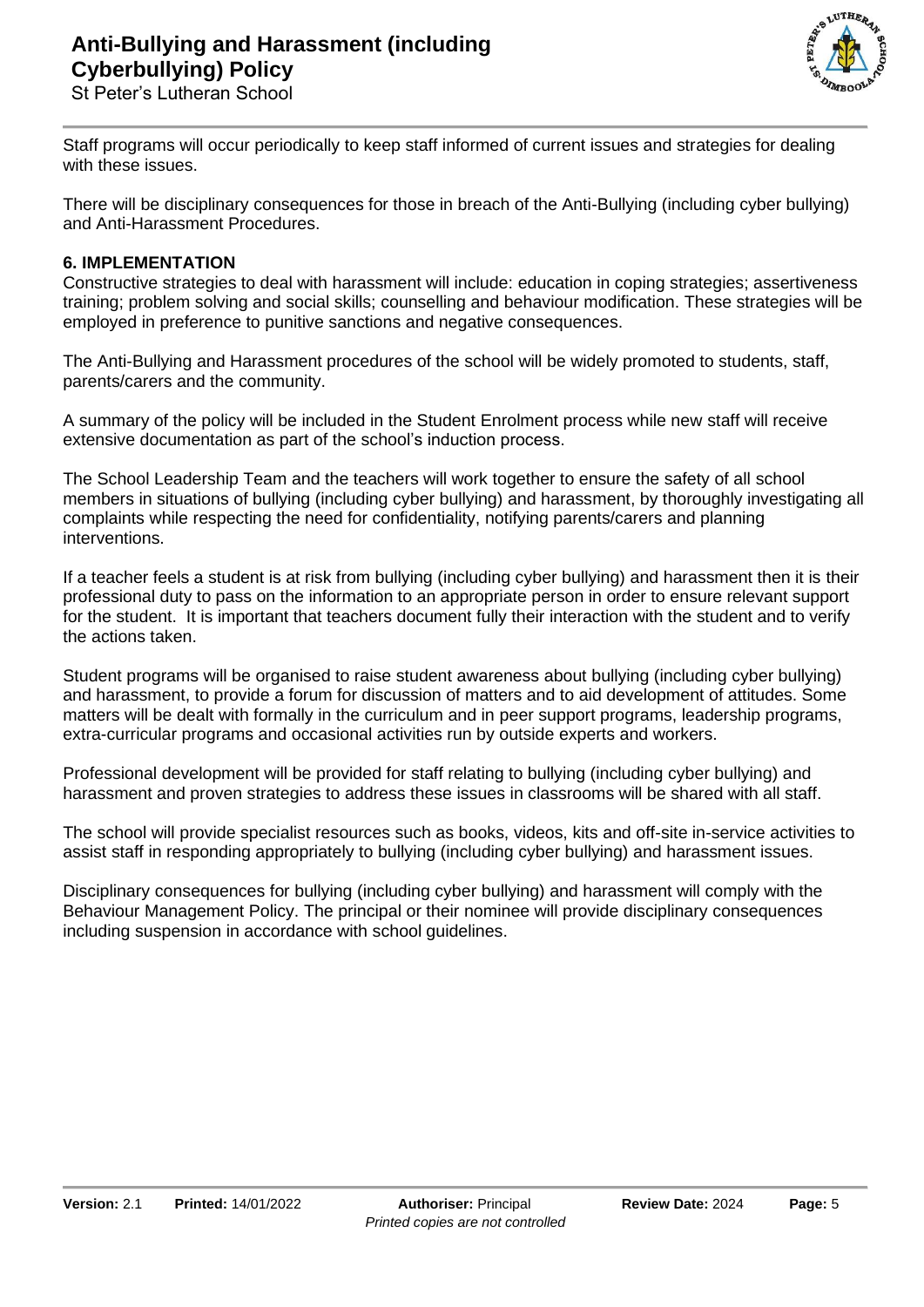Staff programs will occur periodically to keep staff informed of current issues and strategies for dealing with these issues.

There will be disciplinary consequences for those in breach of the Anti-Bullying (including cyber bullying) and Anti-Harassment Procedures.

## 6. IMPLEMENTATION

Constructive strategies to deal with harassment will include: education in coping strategies; assertiveness training; problem solving and social skills; counselling and behaviour modification. These strategies will be employed in preference to punitive sanctions and negative consequences.

The Anti-Bullying and Harassment procedures of the school will be widely promoted to students, staff, parents/carers and the community.

A summary of the policy will be included in the Student Enrolment process while new staff will receive extensive documentation as part of the school's induction process.

The School Leadership Team and the teachers will work together to ensure the safety of all school members in situations of bullying (including cyber bullying) and harassment, by thoroughly investigating all complaints while respecting the need for confidentiality, notifying parents/carers and planning interventions.

If a teacher feels a student is at risk from bullying (including cyber bullying) and harassment then it is their professional duty to pass on the information to an appropriate person in order to ensure relevant support for the student. It is important that teachers document fully their interaction with the student and to verify the actions taken.

Student programs will be organised to raise student awareness about bullying (including cyber bullying) and harassment, to provide a forum for discussion of matters and to aid development of attitudes. Some matters will be dealt with formally in the curriculum and in peer support programs, leadership programs, extra-curricular programs and occasional activities run by outside experts and workers.

Professional development will be provided for staff relating to bullying (including cyber bullying) and harassment and proven strategies to address these issues in classrooms will be shared with all staff.

The school will provide specialist resources such as books, videos, kits and off-site in-service activities to assist staff in responding appropriately to bullying (including cyber bullying) and harassment issues.

Disciplinary consequences for bullying (including cyber bullying) and harassment will comply with the Behaviour Management Policy. The principal or their nominee will provide disciplinary consequences including suspension in accordance with school guidelines.